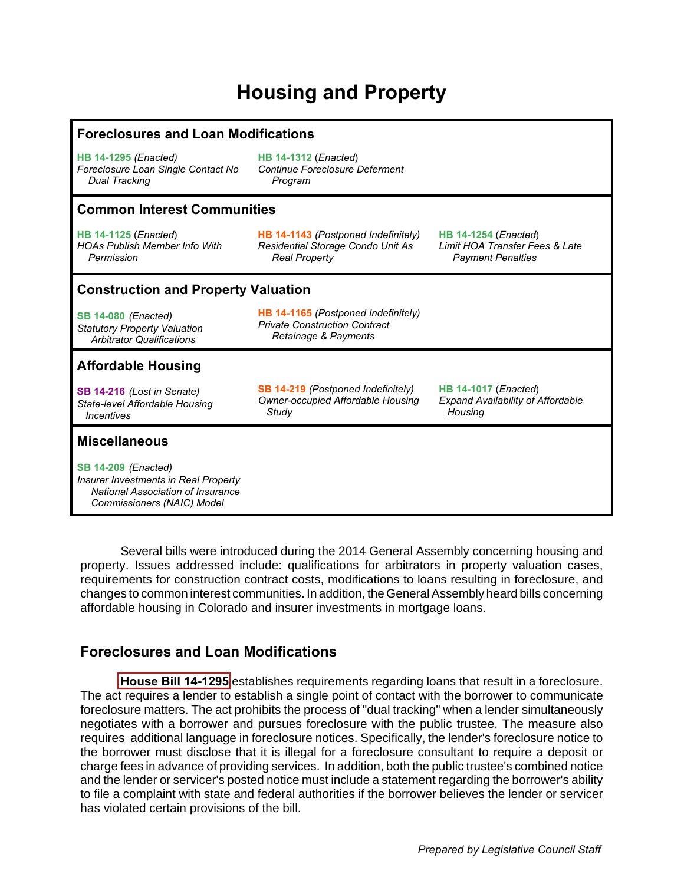# Housing and Property

## Foreclosures and Loan Modifications

**HB 14-1295** *(Enacted)*
*Foreclosure Loan Single Contact No Dual Tracking*

**HB 14-1312** *(Enacted)*
*Continue Foreclosure Deferment Program*

## Common Interest Communities

**HB 14-1125** *(Enacted)*
*HOAs Publish Member Info With Permission*

**HB 14-1143** *(Postponed Indefinitely)*
*Residential Storage Condo Unit As Real Property*

**HB 14-1254** *(Enacted)*
*Limit HOA Transfer Fees & Late Payment Penalties*

## Construction and Property Valuation

**SB 14-080** *(Enacted)*
*Statutory Property Valuation Arbitrator Qualifications*

**HB 14-1165** *(Postponed Indefinitely)*
*Private Construction Contract Retainage & Payments*

## Affordable Housing

**SB 14-216** *(Lost in Senate)*
*State-level Affordable Housing Incentives*

**SB 14-219** *(Postponed Indefinitely)*
*Owner-occupied Affordable Housing Study*

**HB 14-1017** *(Enacted)*
*Expand Availability of Affordable Housing*

## Miscellaneous

**SB 14-209** *(Enacted)*
*Insurer Investments in Real Property National Association of Insurance Commissioners (NAIC) Model*

Several bills were introduced during the 2014 General Assembly concerning housing and property. Issues addressed include: qualifications for arbitrators in property valuation cases, requirements for construction contract costs, modifications to loans resulting in foreclosure, and changes to common interest communities. In addition, the General Assembly heard bills concerning affordable housing in Colorado and insurer investments in mortgage loans.

## Foreclosures and Loan Modifications

**House Bill 14-1295** establishes requirements regarding loans that result in a foreclosure. The act requires a lender to establish a single point of contact with the borrower to communicate foreclosure matters. The act prohibits the process of "dual tracking" when a lender simultaneously negotiates with a borrower and pursues foreclosure with the public trustee. The measure also requires additional language in foreclosure notices. Specifically, the lender's foreclosure notice to the borrower must disclose that it is illegal for a foreclosure consultant to require a deposit or charge fees in advance of providing services. In addition, both the public trustee's combined notice and the lender or servicer's posted notice must include a statement regarding the borrower's ability to file a complaint with state and federal authorities if the borrower believes the lender or servicer has violated certain provisions of the bill.

*Prepared by Legislative Council Staff*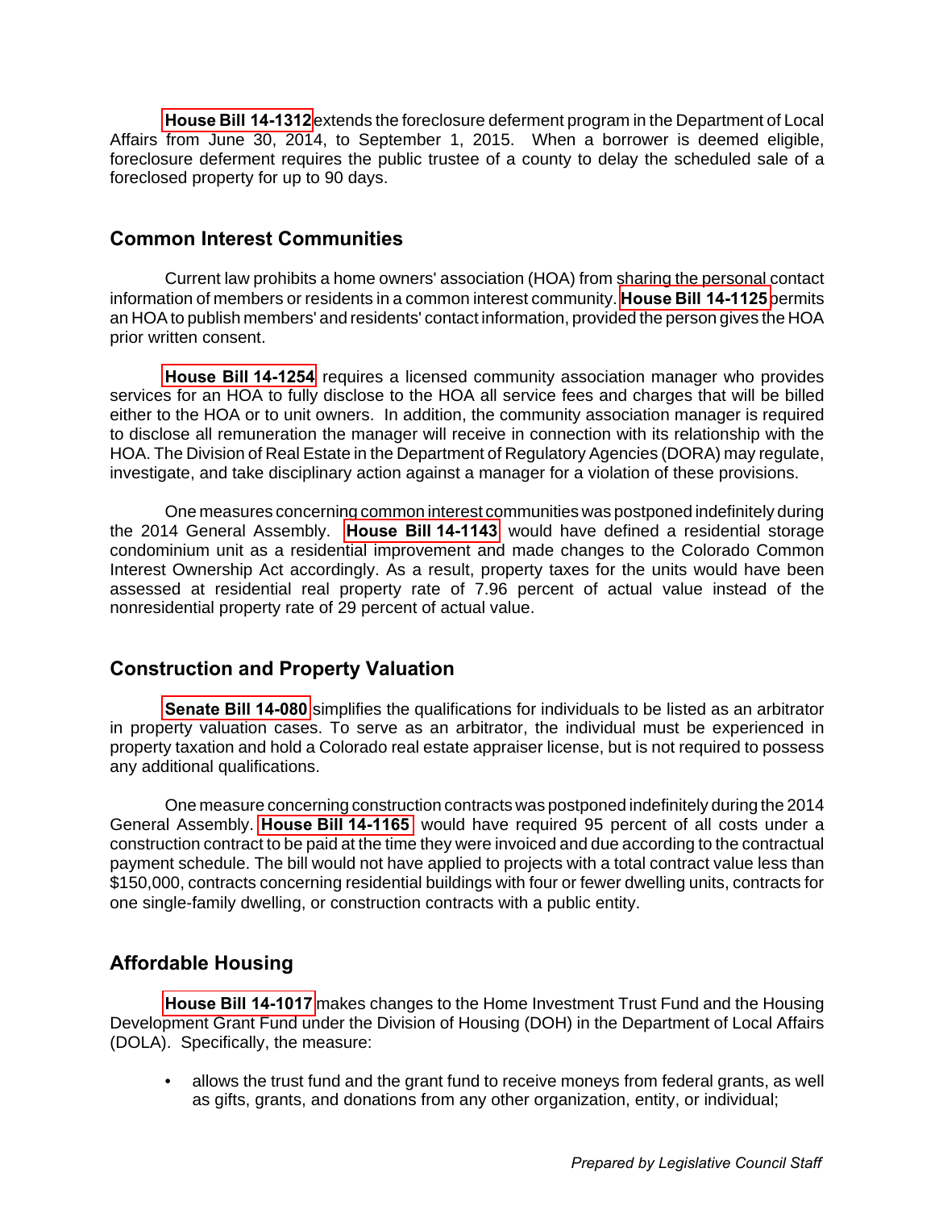**House Bill 14-1312** extends the foreclosure deferment program in the Department of Local Affairs from June 30, 2014, to September 1, 2015. When a borrower is deemed eligible, foreclosure deferment requires the public trustee of a county to delay the scheduled sale of a foreclosed property for up to 90 days.

## Common Interest Communities

Current law prohibits a home owners' association (HOA) from sharing the personal contact information of members or residents in a common interest community. **House Bill 14-1125** permits an HOA to publish members' and residents' contact information, provided the person gives the HOA prior written consent.

**House Bill 14-1254** requires a licensed community association manager who provides services for an HOA to fully disclose to the HOA all service fees and charges that will be billed either to the HOA or to unit owners. In addition, the community association manager is required to disclose all remuneration the manager will receive in connection with its relationship with the HOA. The Division of Real Estate in the Department of Regulatory Agencies (DORA) may regulate, investigate, and take disciplinary action against a manager for a violation of these provisions.

One measures concerning common interest communities was postponed indefinitely during the 2014 General Assembly. **House Bill 14-1143** would have defined a residential storage condominium unit as a residential improvement and made changes to the Colorado Common Interest Ownership Act accordingly. As a result, property taxes for the units would have been assessed at residential real property rate of 7.96 percent of actual value instead of the nonresidential property rate of 29 percent of actual value.

## Construction and Property Valuation

**Senate Bill 14-080** simplifies the qualifications for individuals to be listed as an arbitrator in property valuation cases. To serve as an arbitrator, the individual must be experienced in property taxation and hold a Colorado real estate appraiser license, but is not required to possess any additional qualifications.

One measure concerning construction contracts was postponed indefinitely during the 2014 General Assembly. **House Bill 14-1165** would have required 95 percent of all costs under a construction contract to be paid at the time they were invoiced and due according to the contractual payment schedule. The bill would not have applied to projects with a total contract value less than $150,000, contracts concerning residential buildings with four or fewer dwelling units, contracts for one single-family dwelling, or construction contracts with a public entity.

## Affordable Housing

**House Bill 14-1017** makes changes to the Home Investment Trust Fund and the Housing Development Grant Fund under the Division of Housing (DOH) in the Department of Local Affairs (DOLA). Specifically, the measure:

- allows the trust fund and the grant fund to receive moneys from federal grants, as well as gifts, grants, and donations from any other organization, entity, or individual;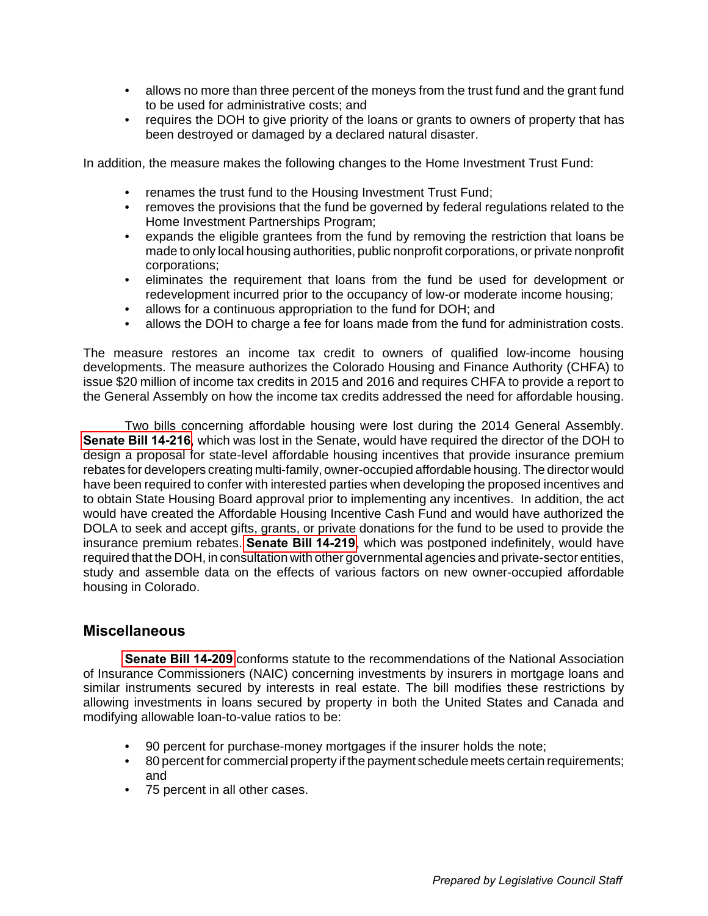- allows no more than three percent of the moneys from the trust fund and the grant fund to be used for administrative costs; and
- requires the DOH to give priority of the loans or grants to owners of property that has been destroyed or damaged by a declared natural disaster.

In addition, the measure makes the following changes to the Home Investment Trust Fund:

- renames the trust fund to the Housing Investment Trust Fund;
- removes the provisions that the fund be governed by federal regulations related to the Home Investment Partnerships Program;
- expands the eligible grantees from the fund by removing the restriction that loans be made to only local housing authorities, public nonprofit corporations, or private nonprofit corporations;
- eliminates the requirement that loans from the fund be used for development or redevelopment incurred prior to the occupancy of low-or moderate income housing;
- allows for a continuous appropriation to the fund for DOH; and
- allows the DOH to charge a fee for loans made from the fund for administration costs.

The measure restores an income tax credit to owners of qualified low-income housing developments. The measure authorizes the Colorado Housing and Finance Authority (CHFA) to issue $20 million of income tax credits in 2015 and 2016 and requires CHFA to provide a report to the General Assembly on how the income tax credits addressed the need for affordable housing.

Two bills concerning affordable housing were lost during the 2014 General Assembly. **Senate Bill 14-216**, which was lost in the Senate, would have required the director of the DOH to design a proposal for state-level affordable housing incentives that provide insurance premium rebates for developers creating multi-family, owner-occupied affordable housing. The director would have been required to confer with interested parties when developing the proposed incentives and to obtain State Housing Board approval prior to implementing any incentives. In addition, the act would have created the Affordable Housing Incentive Cash Fund and would have authorized the DOLA to seek and accept gifts, grants, or private donations for the fund to be used to provide the insurance premium rebates. **Senate Bill 14-219**, which was postponed indefinitely, would have required that the DOH, in consultation with other governmental agencies and private-sector entities, study and assemble data on the effects of various factors on new owner-occupied affordable housing in Colorado.

## Miscellaneous

**Senate Bill 14-209** conforms statute to the recommendations of the National Association of Insurance Commissioners (NAIC) concerning investments by insurers in mortgage loans and similar instruments secured by interests in real estate. The bill modifies these restrictions by allowing investments in loans secured by property in both the United States and Canada and modifying allowable loan-to-value ratios to be:

- 90 percent for purchase-money mortgages if the insurer holds the note;
- 80 percent for commercial property if the payment schedule meets certain requirements; and
- 75 percent in all other cases.